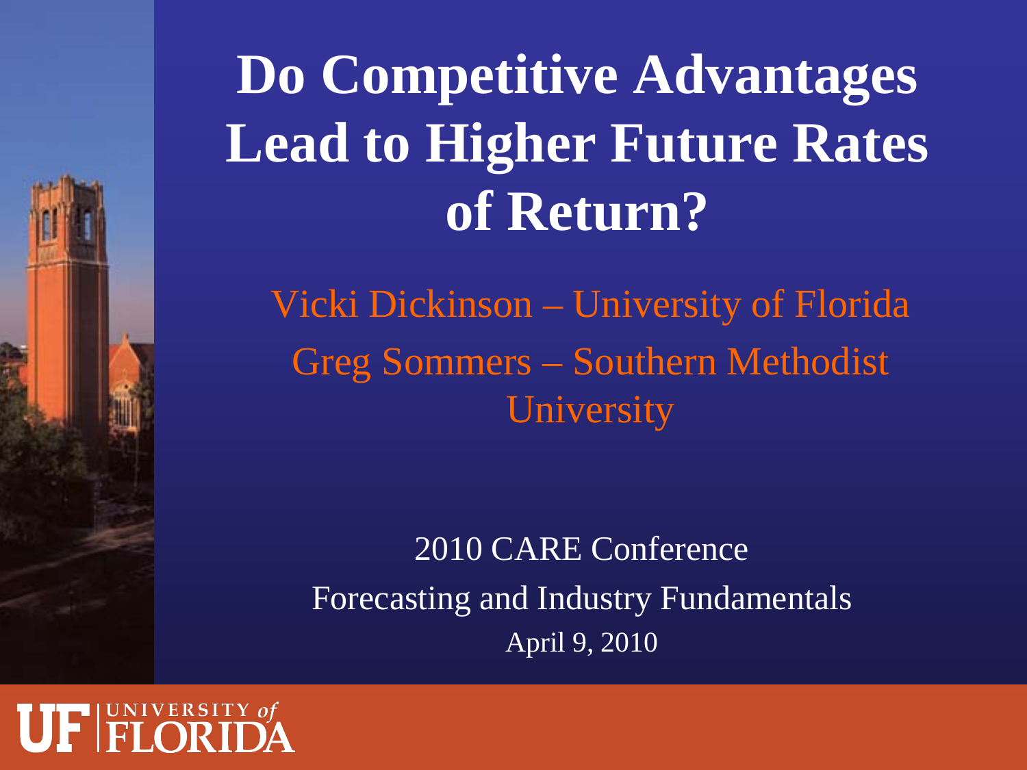# Do Competitive Advantages Lead to Higher Future Rates of Return?

Vicki Dickinson – University of Florida

Greg Sommers – Southern Methodist University

2010 CARE Conference

Forecasting and Industry Fundamentals

April 9, 2010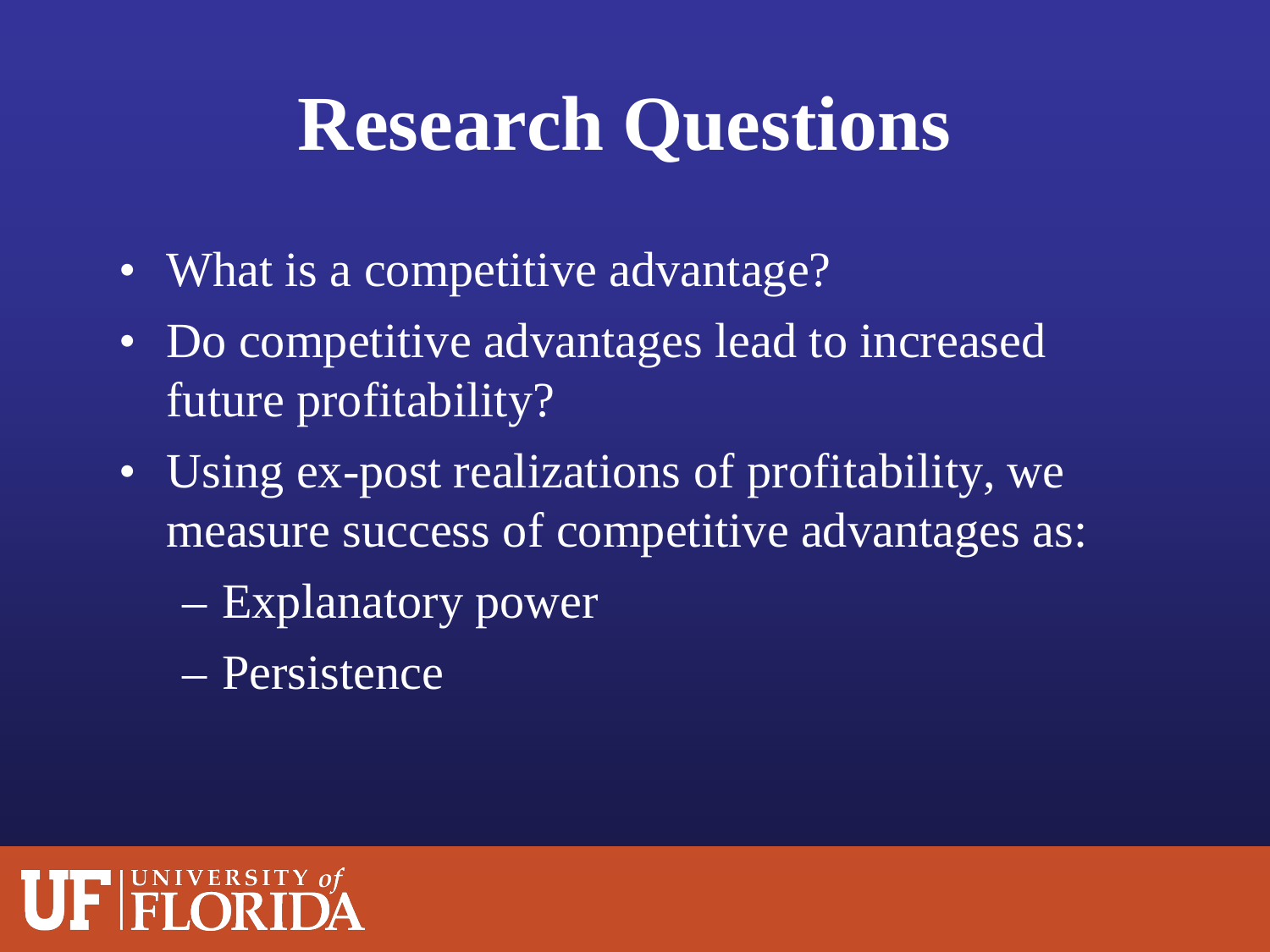# Research Questions

- What is a competitive advantage?
- Do competitive advantages lead to increased future profitability?
- Using ex-post realizations of profitability, we measure success of competitive advantages as:
  - Explanatory power
  - Persistence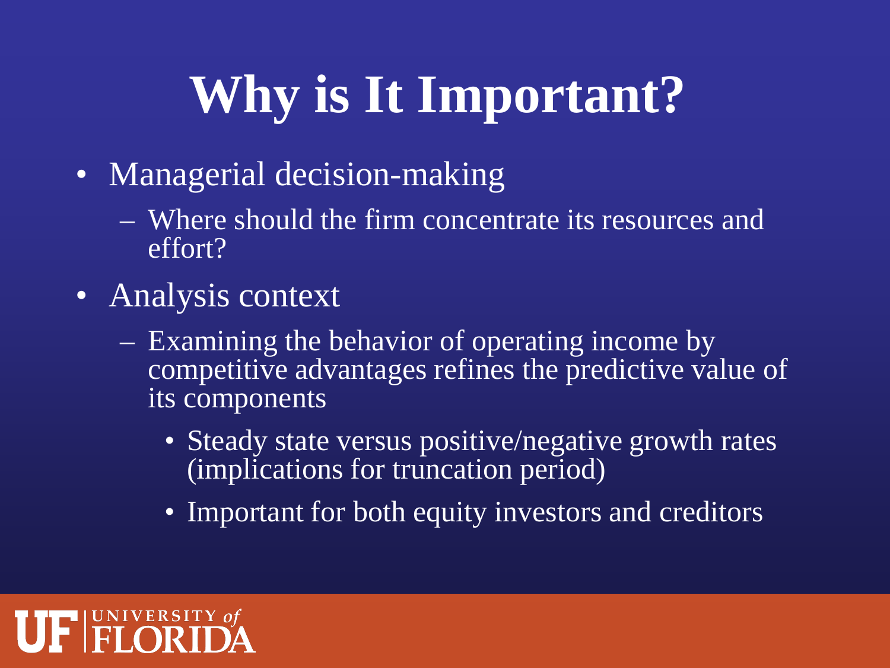# Why is It Important?

- Managerial decision-making
  - Where should the firm concentrate its resources and effort?
- Analysis context
  - Examining the behavior of operating income by competitive advantages refines the predictive value of its components
    - Steady state versus positive/negative growth rates (implications for truncation period)
    - Important for both equity investors and creditors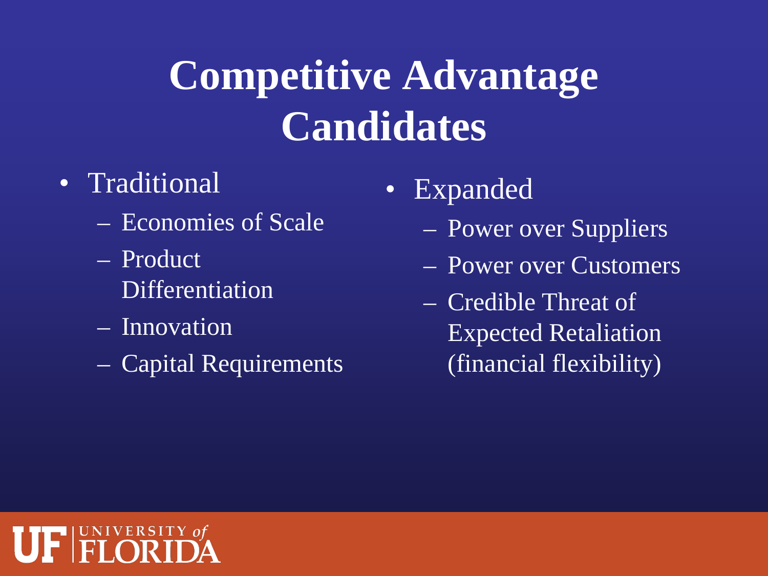# Competitive Advantage Candidates

- Traditional
  - Economies of Scale
  - Product Differentiation
  - Innovation
  - Capital Requirements
- Expanded
  - Power over Suppliers
  - Power over Customers
  - Credible Threat of Expected Retaliation (financial flexibility)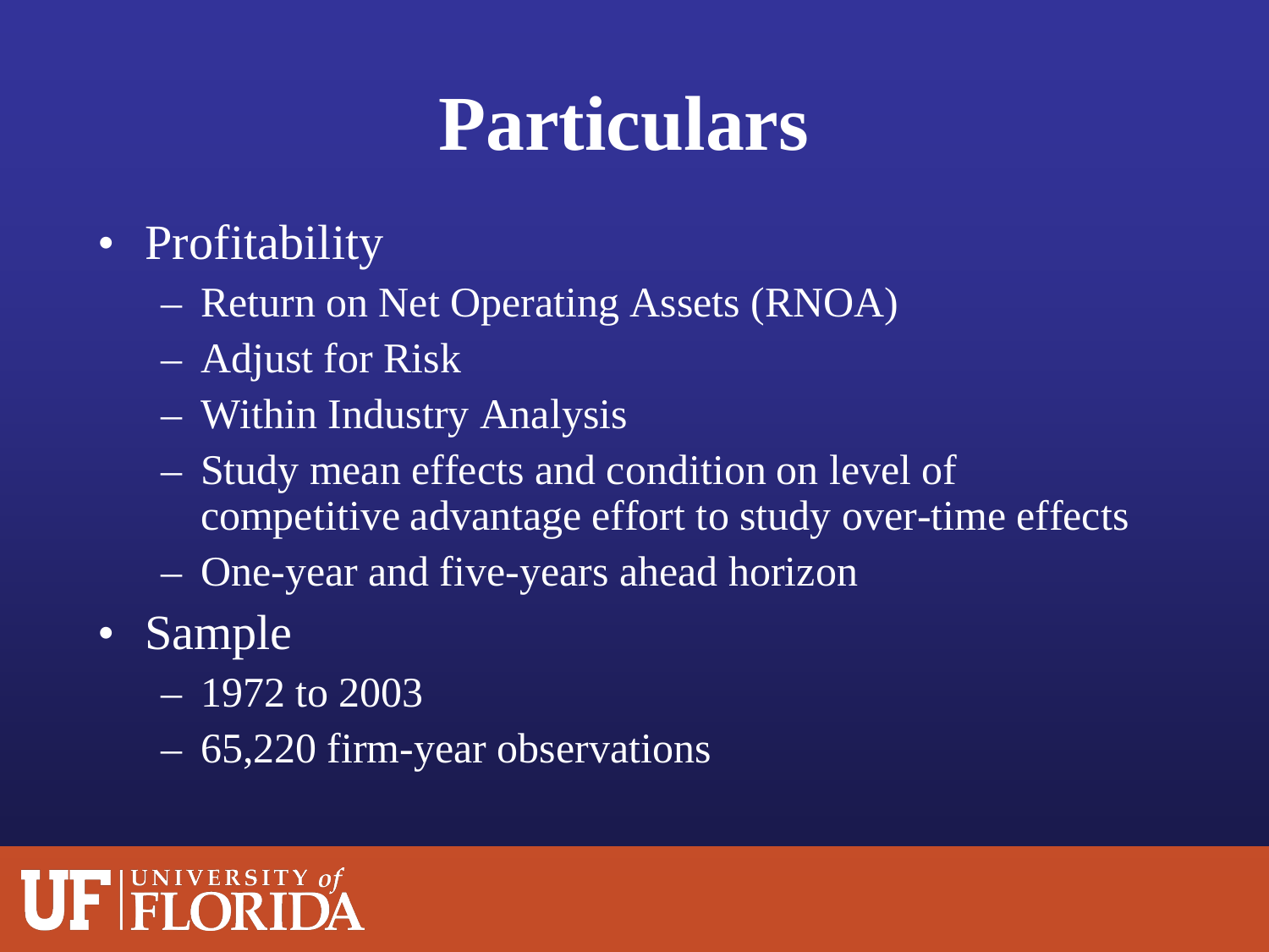# Particulars

- Profitability
  - Return on Net Operating Assets (RNOA)
  - Adjust for Risk
  - Within Industry Analysis
  - Study mean effects and condition on level of competitive advantage effort to study over-time effects
  - One-year and five-years ahead horizon
- Sample
  - 1972 to 2003
  - 65,220 firm-year observations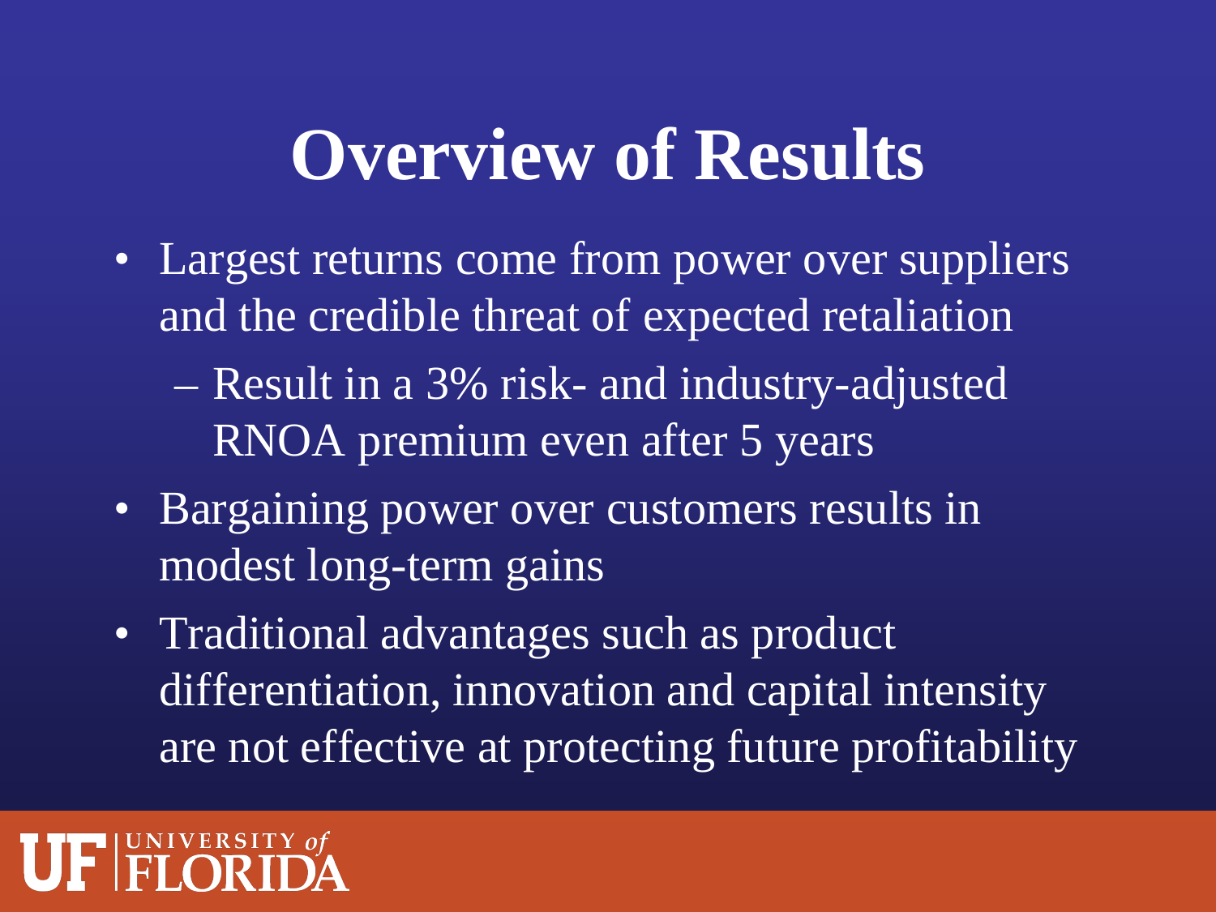# Overview of Results

- Largest returns come from power over suppliers and the credible threat of expected retaliation
  - Result in a 3% risk- and industry-adjusted RNOA premium even after 5 years
- Bargaining power over customers results in modest long-term gains
- Traditional advantages such as product differentiation, innovation and capital intensity are not effective at protecting future profitability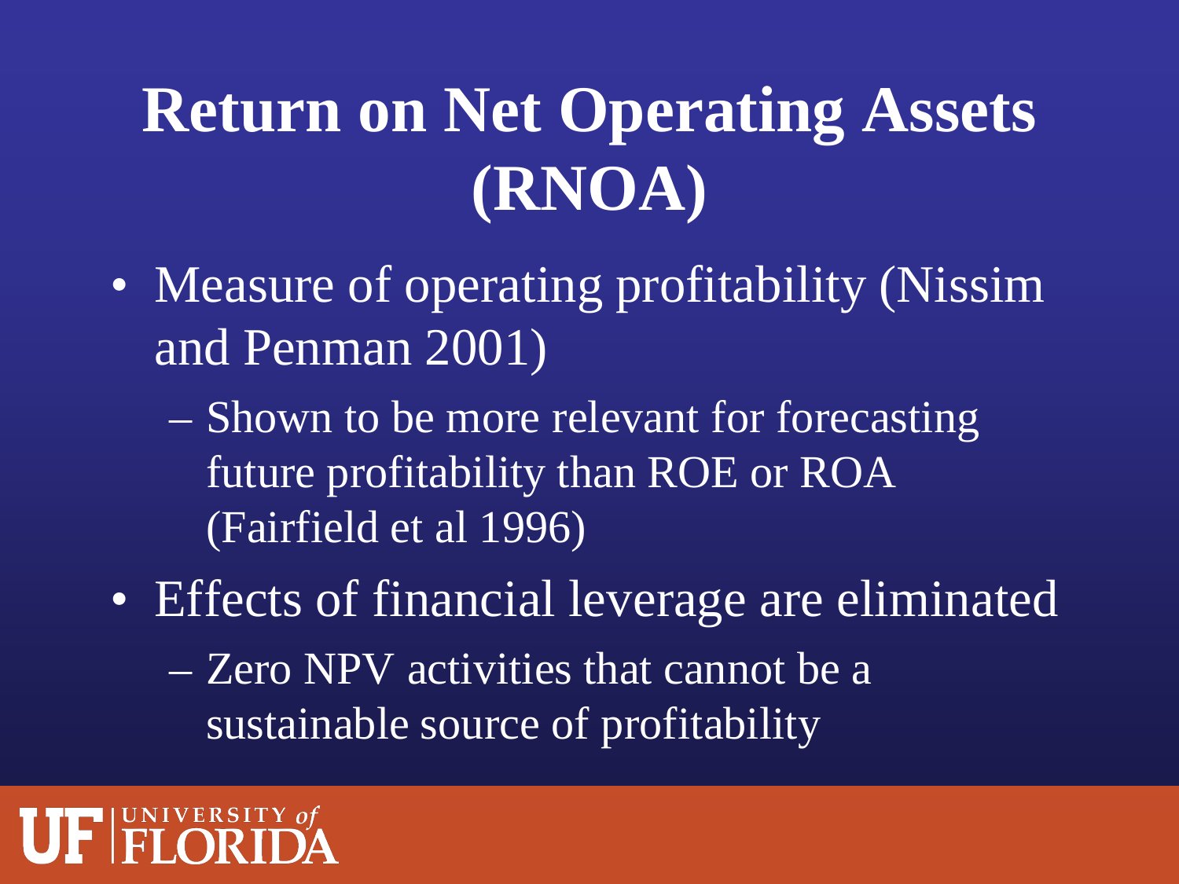# Return on Net Operating Assets (RNOA)

- Measure of operating profitability (Nissim and Penman 2001)
  - Shown to be more relevant for forecasting future profitability than ROE or ROA (Fairfield et al 1996)
- Effects of financial leverage are eliminated
  - Zero NPV activities that cannot be a sustainable source of profitability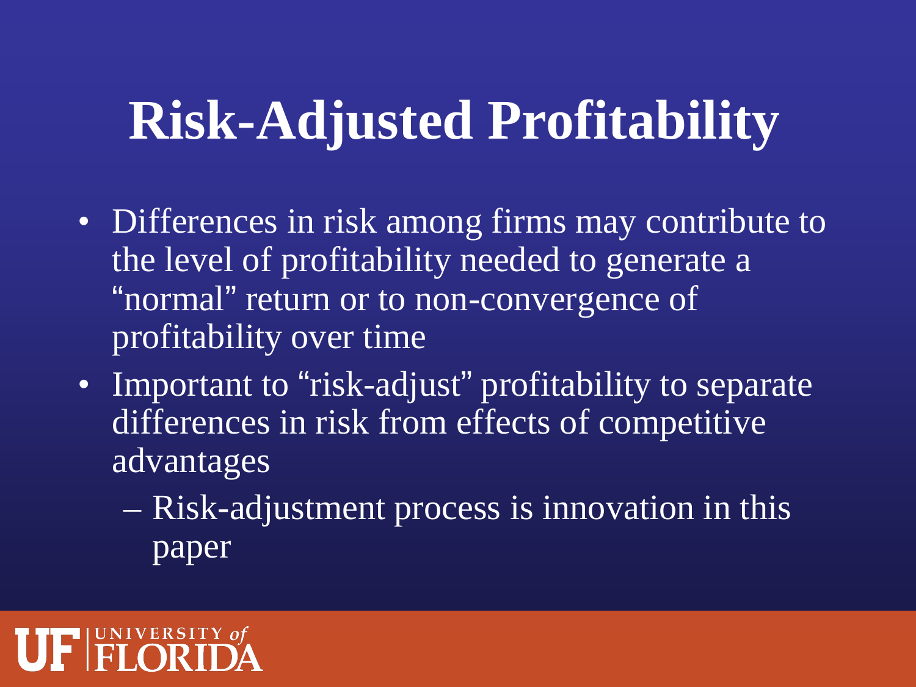# Risk-Adjusted Profitability

- Differences in risk among firms may contribute to the level of profitability needed to generate a "normal" return or to non-convergence of profitability over time
- Important to "risk-adjust" profitability to separate differences in risk from effects of competitive advantages
  - Risk-adjustment process is innovation in this paper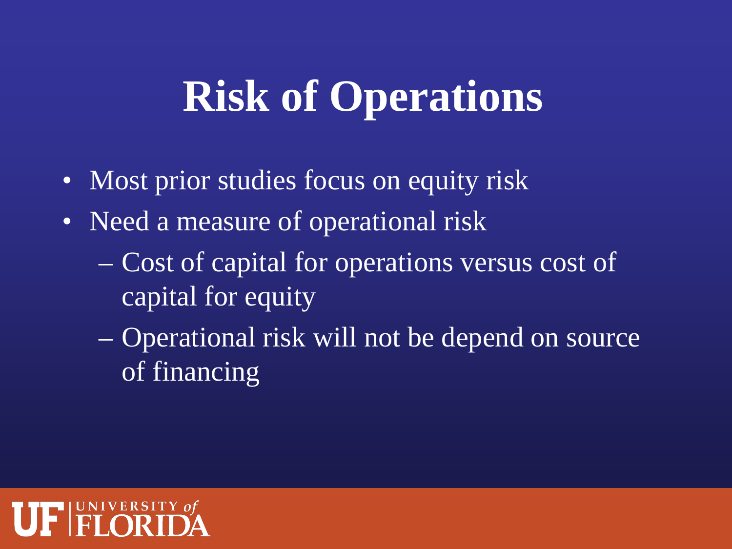# Risk of Operations

- Most prior studies focus on equity risk
- Need a measure of operational risk
  - Cost of capital for operations versus cost of capital for equity
  - Operational risk will not be depend on source of financing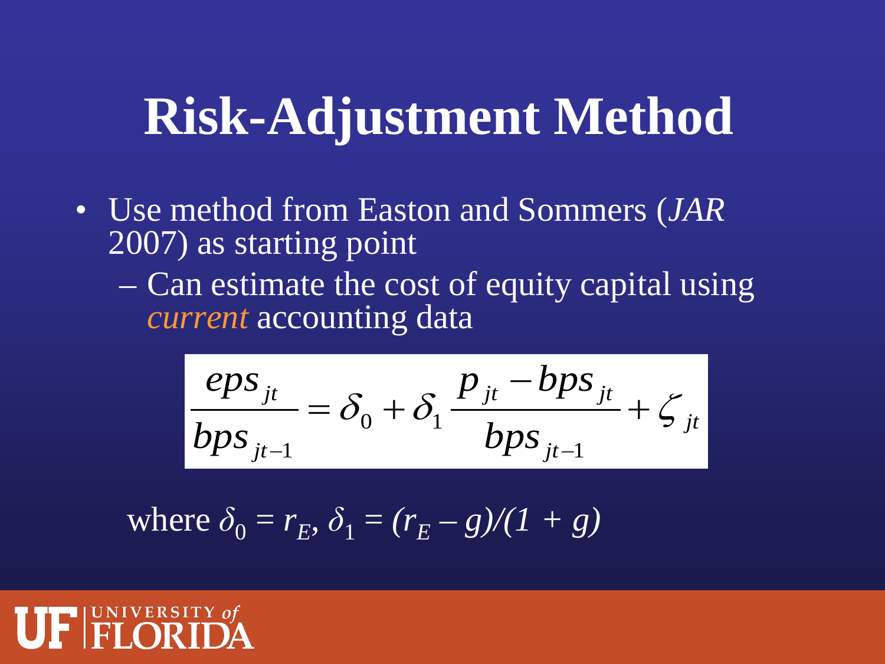# Risk-Adjustment Method

- Use method from Easton and Sommers (*JAR* 2007) as starting point
  - Can estimate the cost of equity capital using *current* accounting data

$$\frac{eps_{jt}}{bps_{jt-1}} = \delta_0 + \delta_1 \frac{p_{jt} - bps_{jt}}{bps_{jt-1}} + \zeta_{jt}$$

where $\delta_0 = r_E$, $\delta_1 = (r_E - g)/(1 + g)$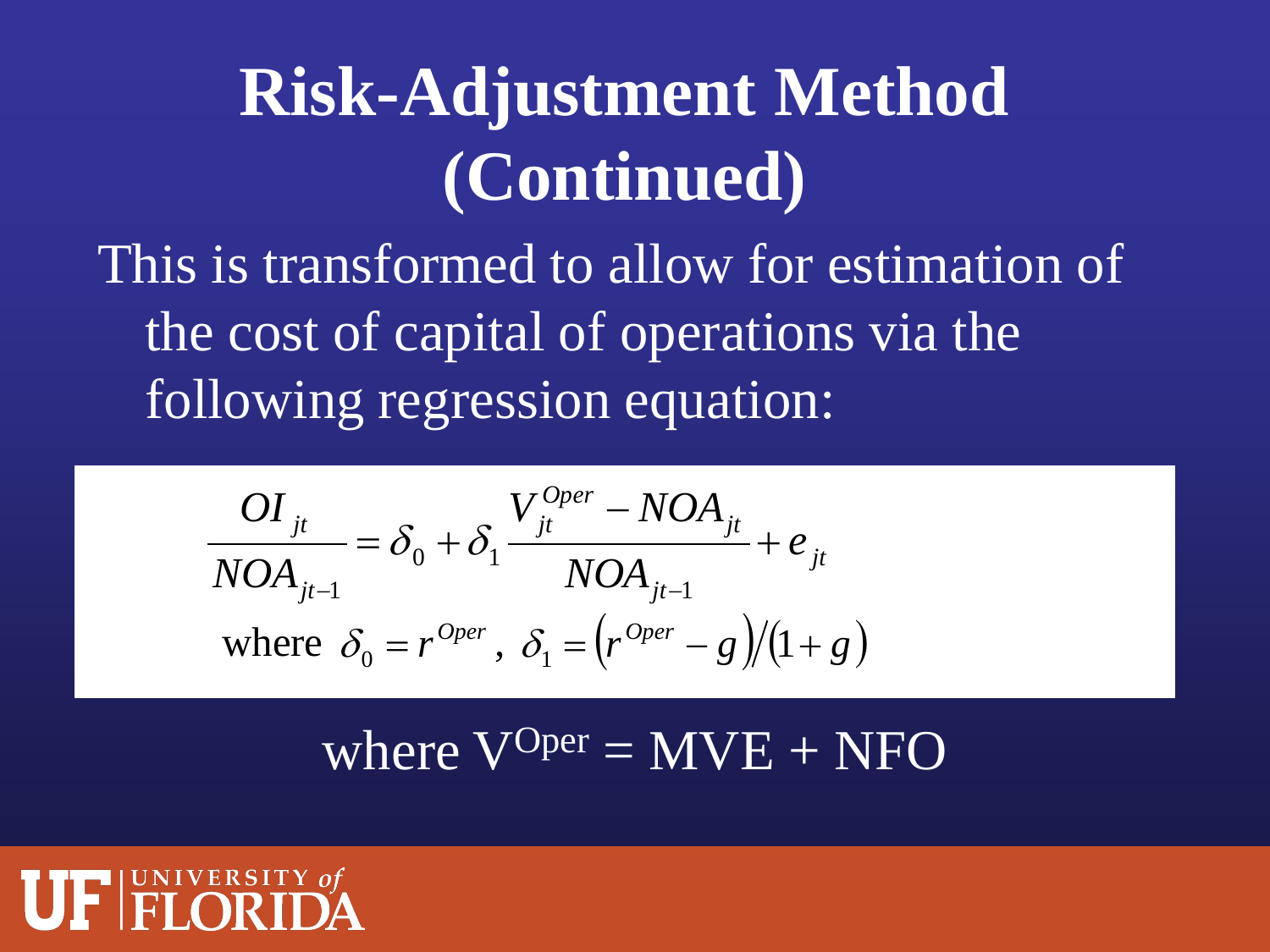# Risk-Adjustment Method (Continued)

This is transformed to allow for estimation of the cost of capital of operations via the following regression equation:

$$\frac{OI_{jt}}{NOA_{jt-1}} = \delta_0 + \delta_1 \frac{V_{jt}^{Oper} - NOA_{jt}}{NOA_{jt-1}} + e_{jt}$$

$$\text{where } \delta_0 = r^{Oper}, \ \delta_1 = \left(r^{Oper} - g\right)/\left(1+g\right)$$

where $V^{Oper} = MVE + NFO$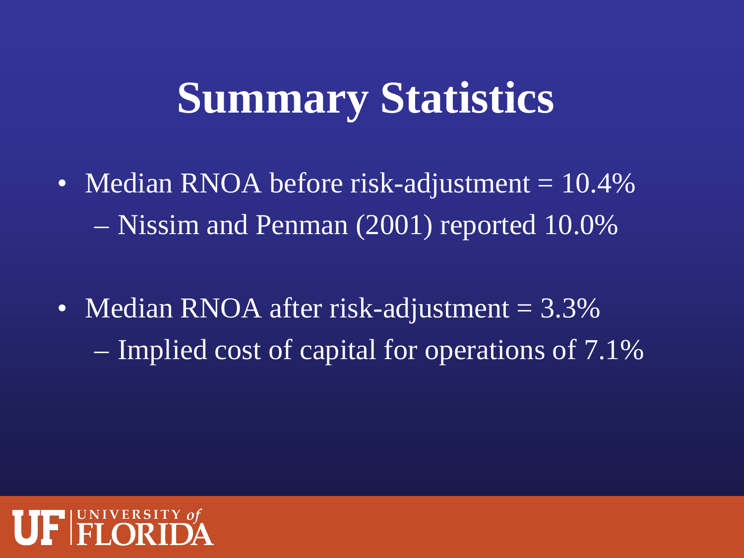# Summary Statistics

- Median RNOA before risk-adjustment = 10.4%
  - Nissim and Penman (2001) reported 10.0%
- Median RNOA after risk-adjustment = 3.3%
  - Implied cost of capital for operations of 7.1%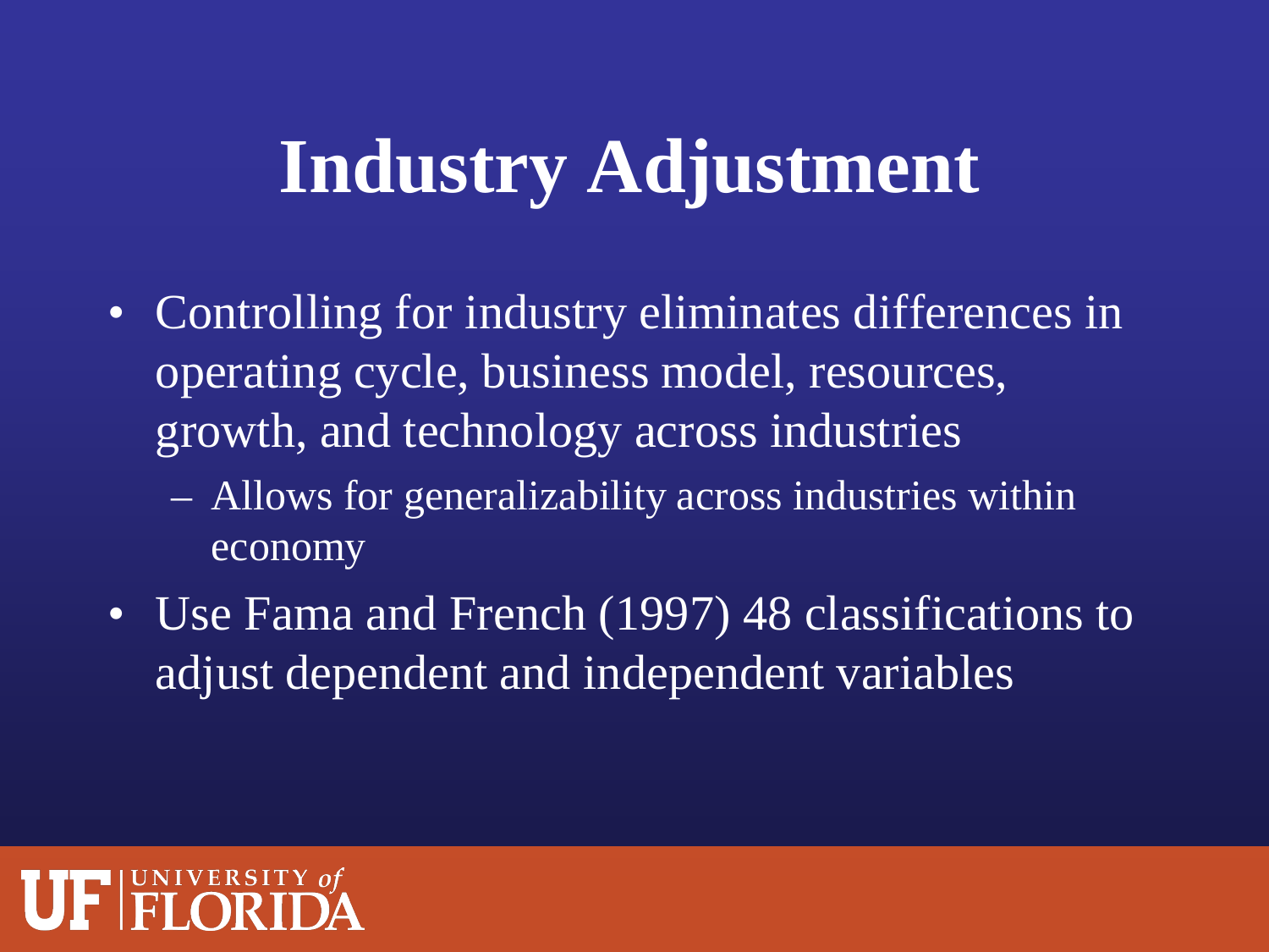# Industry Adjustment

- Controlling for industry eliminates differences in operating cycle, business model, resources, growth, and technology across industries
  - Allows for generalizability across industries within economy
- Use Fama and French (1997) 48 classifications to adjust dependent and independent variables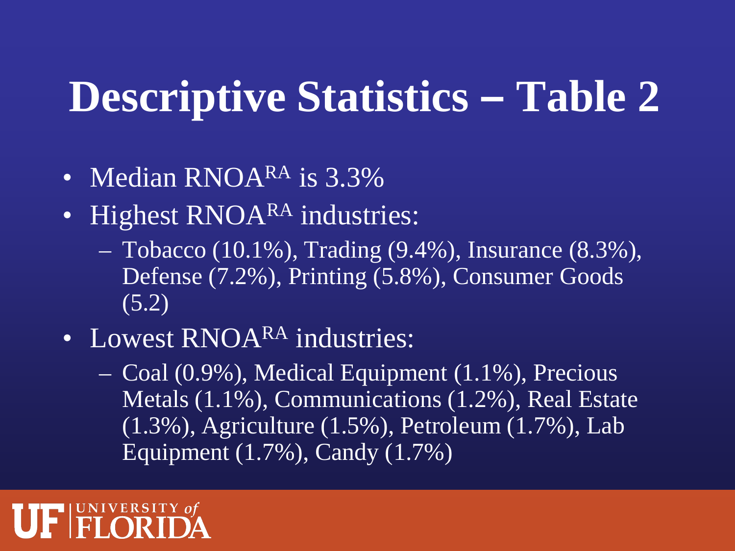# Descriptive Statistics – Table 2

- Median $RNOA^{RA}$ is 3.3%
- Highest $RNOA^{RA}$ industries:
  - Tobacco (10.1%), Trading (9.4%), Insurance (8.3%), Defense (7.2%), Printing (5.8%), Consumer Goods (5.2)
- Lowest $RNOA^{RA}$ industries:
  - Coal (0.9%), Medical Equipment (1.1%), Precious Metals (1.1%), Communications (1.2%), Real Estate (1.3%), Agriculture (1.5%), Petroleum (1.7%), Lab Equipment (1.7%), Candy (1.7%)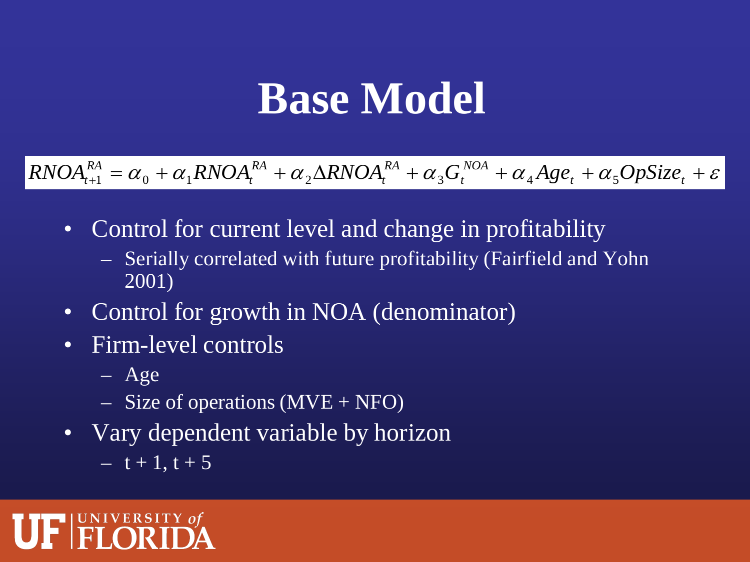# Base Model

$$RNOA_{t+1}^{RA} = \alpha_0 + \alpha_1 RNOA_t^{RA} + \alpha_2 \Delta RNOA_t^{RA} + \alpha_3 G_t^{NOA} + \alpha_4 Age_t + \alpha_5 OpSize_t + \varepsilon$$

- Control for current level and change in profitability
  - Serially correlated with future profitability (Fairfield and Yohn 2001)
- Control for growth in NOA (denominator)
- Firm-level controls
  - Age
  - Size of operations (MVE + NFO)
- Vary dependent variable by horizon
  - t + 1, t + 5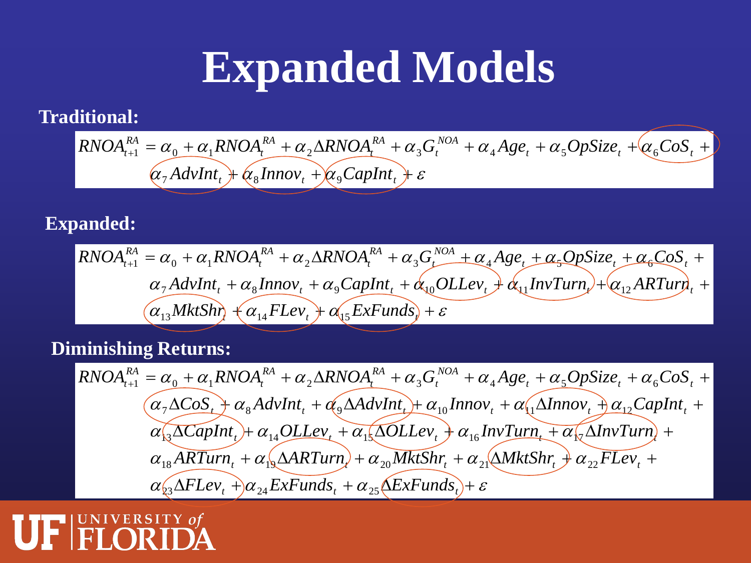# Expanded Models

**Traditional:**

$$RNOA^{RA}_{t+1} = \alpha_0 + \alpha_1 RNOA^{RA}_t + \alpha_2 \Delta RNOA^{RA}_t + \alpha_3 G^{NOA}_t + \alpha_4 Age_t + \alpha_5 OpSize_t + \alpha_6 CoS_t + \alpha_7 AdvInt_t + \alpha_8 Innov_t + \alpha_9 CapInt_t + \varepsilon$$

**Expanded:**

$$RNOA^{RA}_{t+1} = \alpha_0 + \alpha_1 RNOA^{RA}_t + \alpha_2 \Delta RNOA^{RA}_t + \alpha_3 G^{NOA}_t + \alpha_4 Age_t + \alpha_5 OpSize_t + \alpha_6 CoS_t + \alpha_7 AdvInt_t + \alpha_8 Innov_t + \alpha_9 CapInt_t + \alpha_{10} OLLev_t + \alpha_{11} InvTurn_t + \alpha_{12} ARTurn_t + \alpha_{13} MktShr_t + \alpha_{14} FLev_t + \alpha_{15} ExFunds_t + \varepsilon$$

**Diminishing Returns:**

$$RNOA^{RA}_{t+1} = \alpha_0 + \alpha_1 RNOA^{RA}_t + \alpha_2 \Delta RNOA^{RA}_t + \alpha_3 G^{NOA}_t + \alpha_4 Age_t + \alpha_5 OpSize_t + \alpha_6 CoS_t + \alpha_7 \Delta CoS_t + \alpha_8 AdvInt_t + \alpha_9 \Delta AdvInt_t + \alpha_{10} Innov_t + \alpha_{11} \Delta Innov_t + \alpha_{12} CapInt_t + \alpha_{13} \Delta CapInt_t + \alpha_{14} OLLev_t + \alpha_{15} \Delta OLLev_t + \alpha_{16} InvTurn_t + \alpha_{17} \Delta InvTurn_t + \alpha_{18} ARTurn_t + \alpha_{19} \Delta ARTurn_t + \alpha_{20} MktShr_t + \alpha_{21} \Delta MktShr_t + \alpha_{22} FLev_t + \alpha_{23} \Delta FLev_t + \alpha_{24} ExFunds_t + \alpha_{25} \Delta ExFunds_t + \varepsilon$$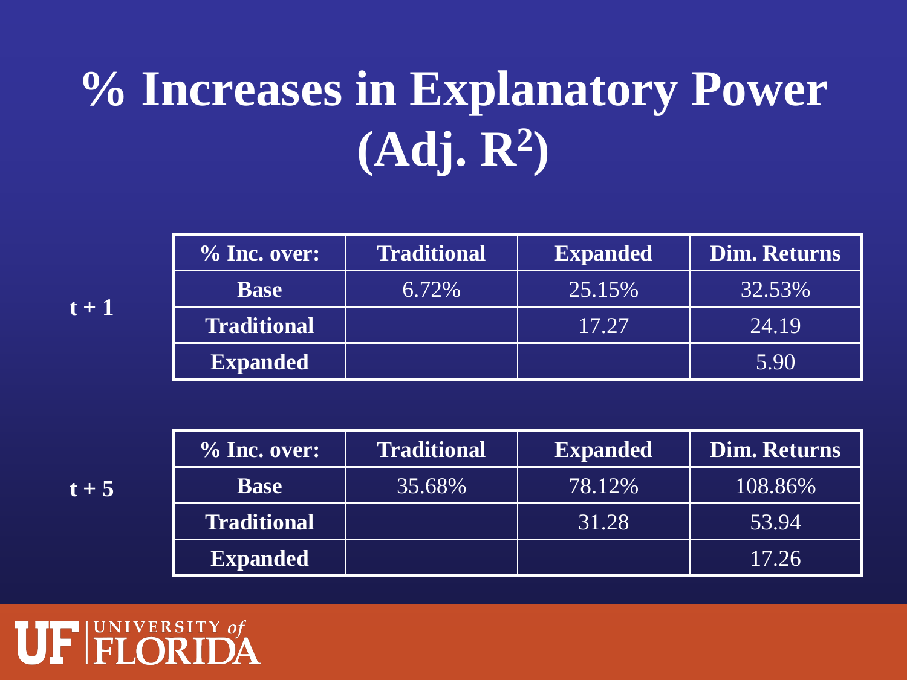# % Increases in Explanatory Power (Adj. $R^2$)

**t + 1**

| % Inc. over: | Traditional | Expanded | Dim. Returns |
|---|---|---|---|
| **Base** | 6.72% | 25.15% | 32.53% |
| **Traditional** | | 17.27 | 24.19 |
| **Expanded** | | | 5.90 |

**t + 5**

| % Inc. over: | Traditional | Expanded | Dim. Returns |
|---|---|---|---|
| **Base** | 35.68% | 78.12% | 108.86% |
| **Traditional** | | 31.28 | 53.94 |
| **Expanded** | | | 17.26 |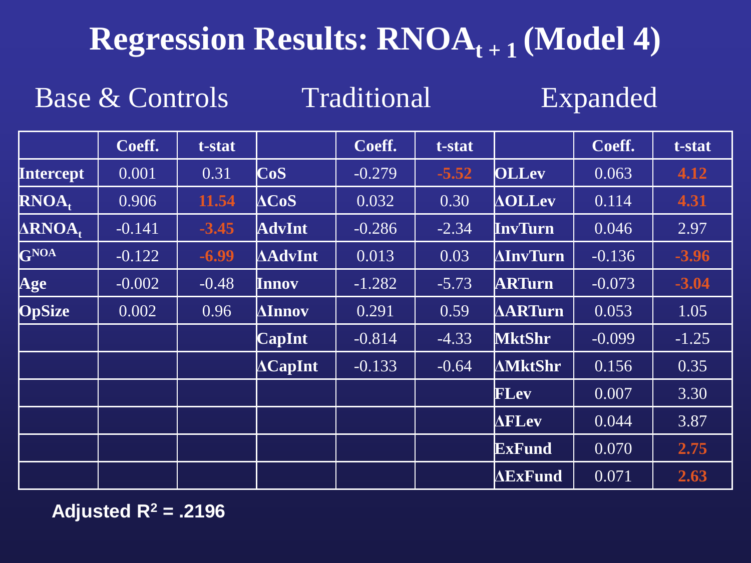# Regression Results: $RNOA_{t+1}$ (Model 4)

| Base & Controls | | | Traditional | | | Expanded | | |
|---|---|---|---|---|---|---|---|---|
| | **Coeff.** | **t-stat** | | **Coeff.** | **t-stat** | | **Coeff.** | **t-stat** |
| **Intercept** | 0.001 | 0.31 | **CoS** | -0.279 | **-5.52** | **OLLev** | 0.063 | **4.12** |
| **$RNOA_t$** | 0.906 | **11.54** | **ΔCoS** | 0.032 | 0.30 | **ΔOLLev** | 0.114 | **4.31** |
| **$\Delta RNOA_t$** | -0.141 | **-3.45** | **AdvInt** | -0.286 | -2.34 | **InvTurn** | 0.046 | 2.97 |
| **$G^{NOA}$** | -0.122 | **-6.99** | **ΔAdvInt** | 0.013 | 0.03 | **ΔInvTurn** | -0.136 | **-3.96** |
| **Age** | -0.002 | -0.48 | **Innov** | -1.282 | -5.73 | **ARTurn** | -0.073 | **-3.04** |
| **OpSize** | 0.002 | 0.96 | **ΔInnov** | 0.291 | 0.59 | **ΔARTurn** | 0.053 | 1.05 |
| | | | **CapInt** | -0.814 | -4.33 | **MktShr** | -0.099 | -1.25 |
| | | | **ΔCapInt** | -0.133 | -0.64 | **ΔMktShr** | 0.156 | 0.35 |
| | | | | | | **FLev** | 0.007 | 3.30 |
| | | | | | | **ΔFLev** | 0.044 | 3.87 |
| | | | | | | **ExFund** | 0.070 | **2.75** |
| | | | | | | **ΔExFund** | 0.071 | **2.63** |

**Adjusted $R^2$ = .2196**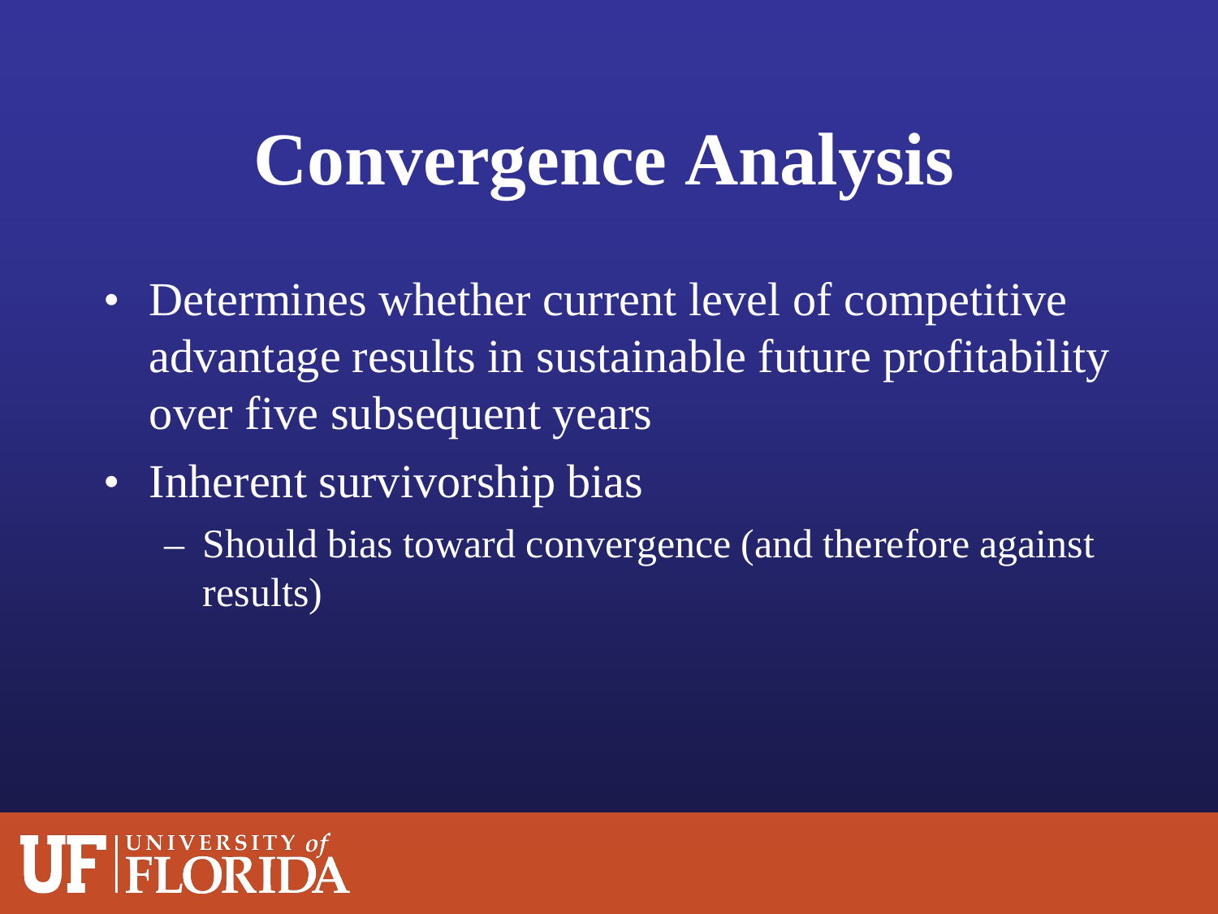# Convergence Analysis

- Determines whether current level of competitive advantage results in sustainable future profitability over five subsequent years
- Inherent survivorship bias
  - Should bias toward convergence (and therefore against results)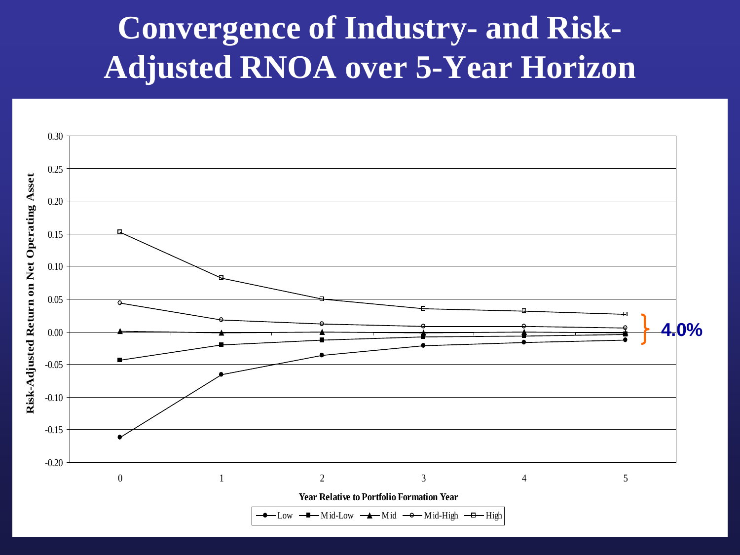# Convergence of Industry- and Risk-Adjusted RNOA over 5-Year Horizon

Risk-Adjusted Return on Net Operating Asset

Year Relative to Portfolio Formation Year

Low, Mid-Low, Mid, Mid-High, High

4.0%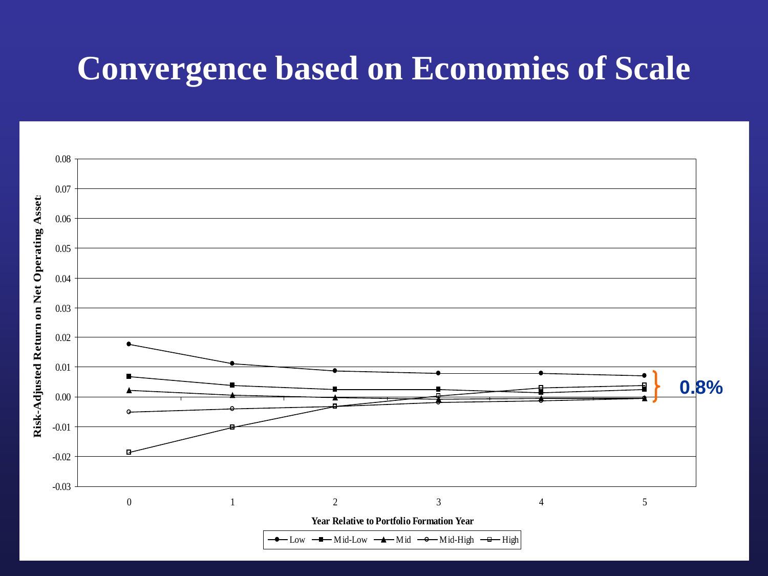# Convergence based on Economies of Scale

Risk-Adjusted Return on Net Operating Assets

0.08
0.07
0.06
0.05
0.04
0.03
0.02
0.01
0.00
-0.01
-0.02
-0.03

0 1 2 3 4 5

Year Relative to Portfolio Formation Year

Low — Mid-Low — Mid — Mid-High — High

0.8%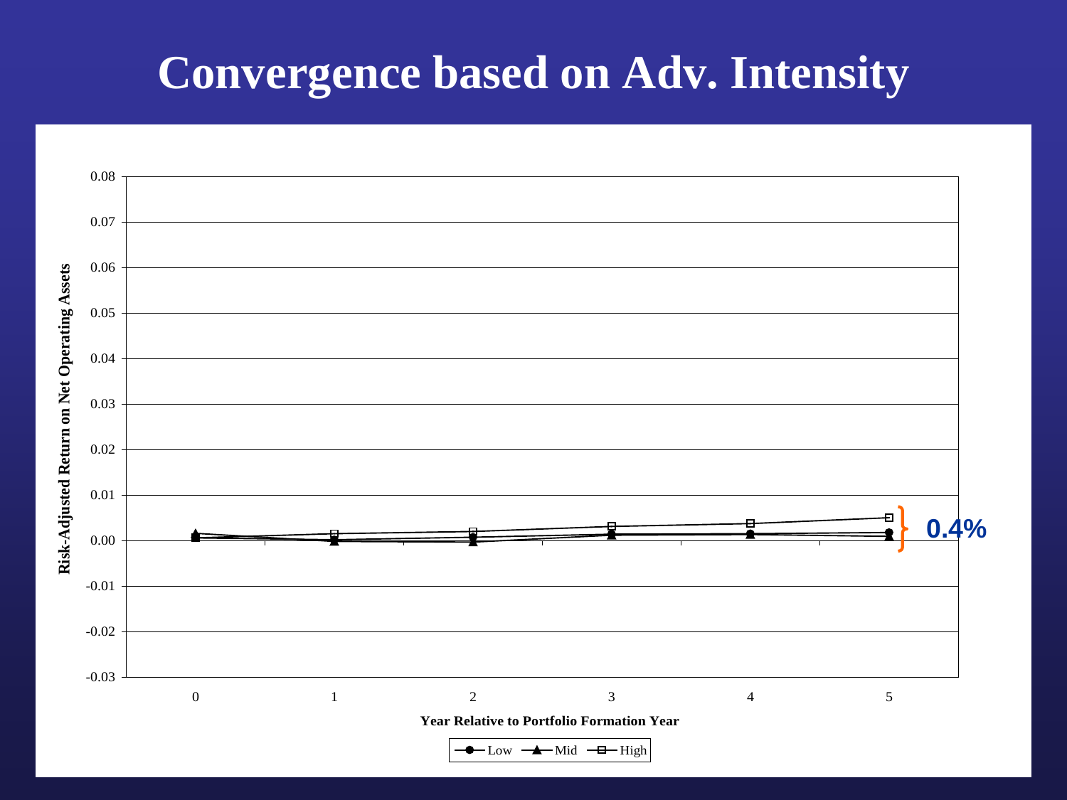# Convergence based on Adv. Intensity

Risk-Adjusted Return on Net Operating Assets

0.08
0.07
0.06
0.05
0.04
0.03
0.02
0.01
0.00
-0.01
-0.02
-0.03

0 1 2 3 4 5

Year Relative to Portfolio Formation Year

Low Mid High

0.4%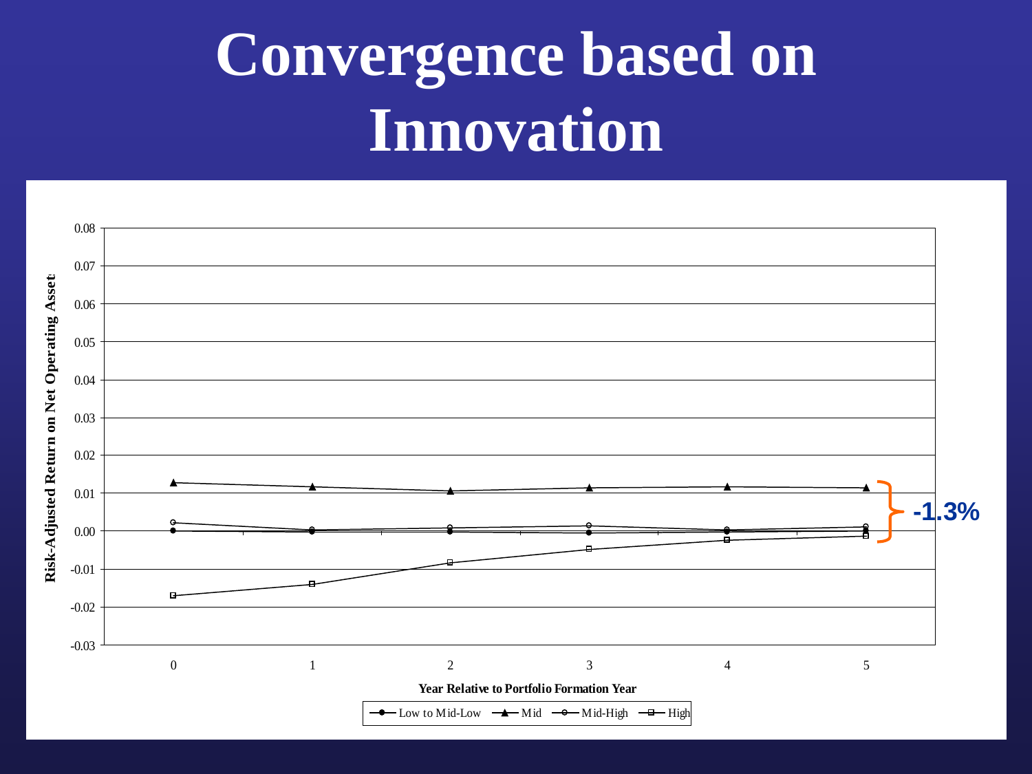# Convergence based on Innovation

Risk-Adjusted Return on Net Operating Assets

0.08
0.07
0.06
0.05
0.04
0.03
0.02
0.01
0.00
-0.01
-0.02
-0.03

0 1 2 3 4 5

Year Relative to Portfolio Formation Year

Low to Mid-Low — Mid — Mid-High — High

-1.3%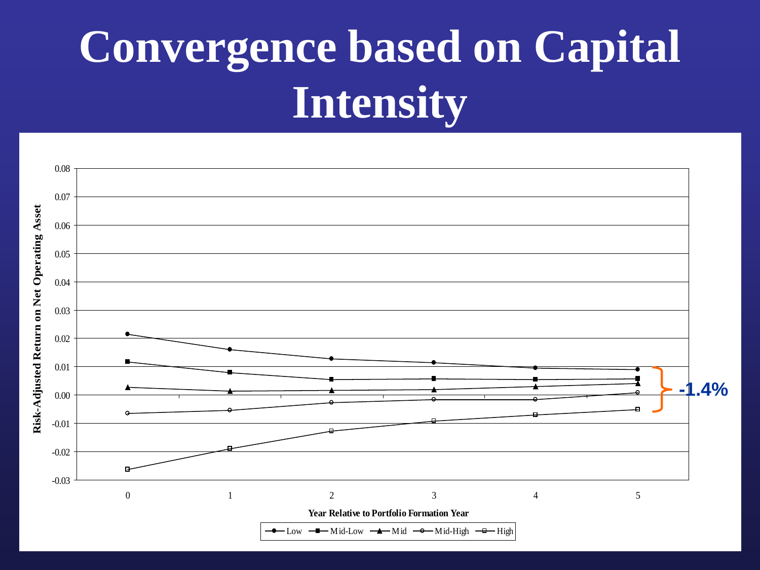# Convergence based on Capital Intensity

Risk-Adjusted Return on Net Operating Asset

0.08
0.07
0.06
0.05
0.04
0.03
0.02
0.01
0.00
-0.01
-0.02
-0.03

0 1 2 3 4 5

Year Relative to Portfolio Formation Year

Low, Mid-Low, Mid, Mid-High, High

-1.4%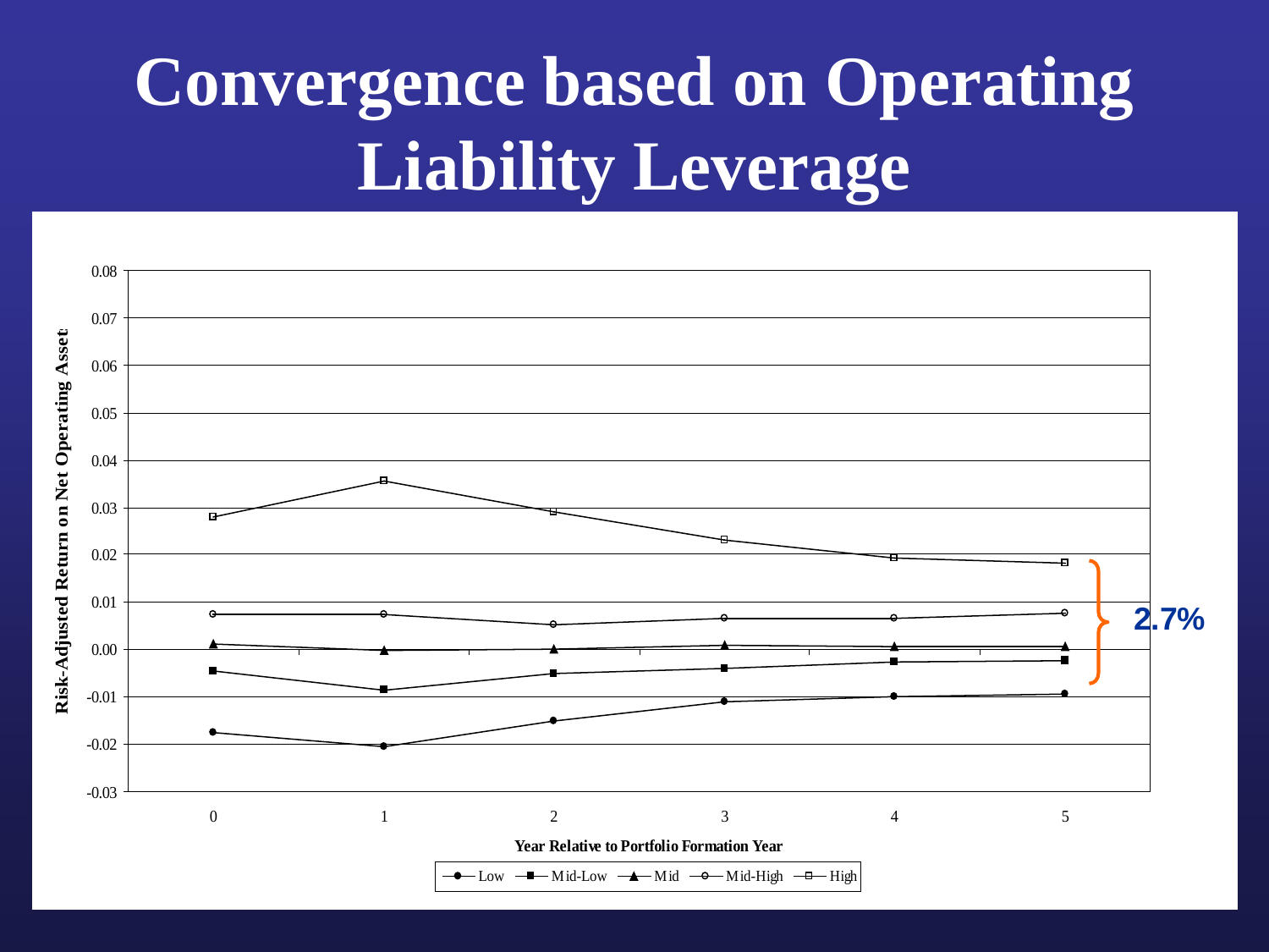# Convergence based on Operating Liability Leverage

Risk-Adjusted Return on Net Operating Assets

0.08
0.07
0.06
0.05
0.04
0.03
0.02
0.01
0.00
-0.01
-0.02
-0.03

0 1 2 3 4 5

Year Relative to Portfolio Formation Year

Low — Mid-Low — Mid — Mid-High — High

2.7%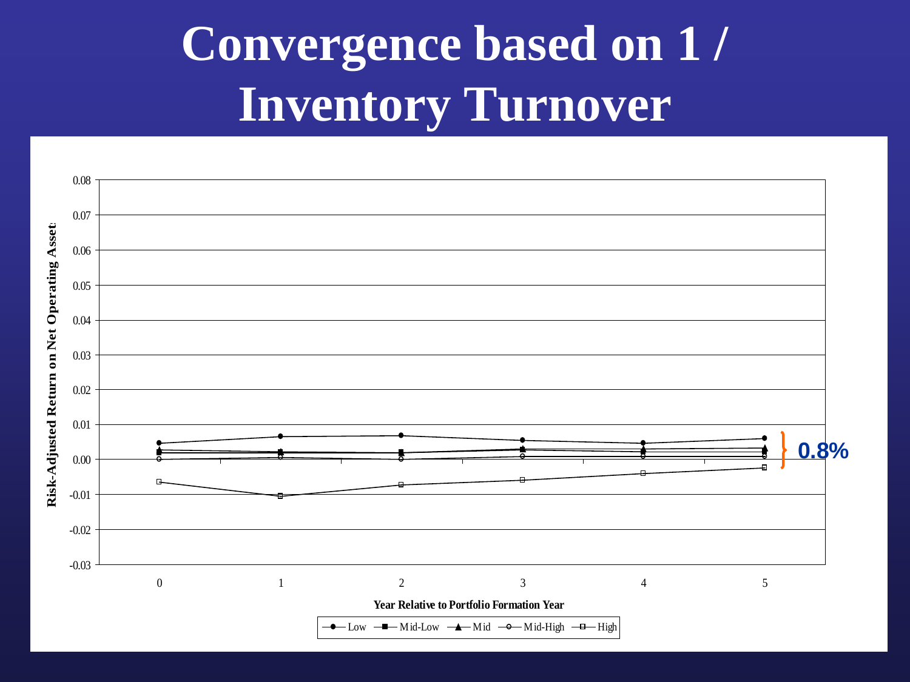# Convergence based on 1 / Inventory Turnover

0.08
0.07
0.06
0.05
0.04
0.03
0.02
0.01
0.00
-0.01
-0.02
-0.03

Risk-Adjusted Return on Net Operating Assets

0 1 2 3 4 5

Year Relative to Portfolio Formation Year

Low, Mid-Low, Mid, Mid-High, High

0.8%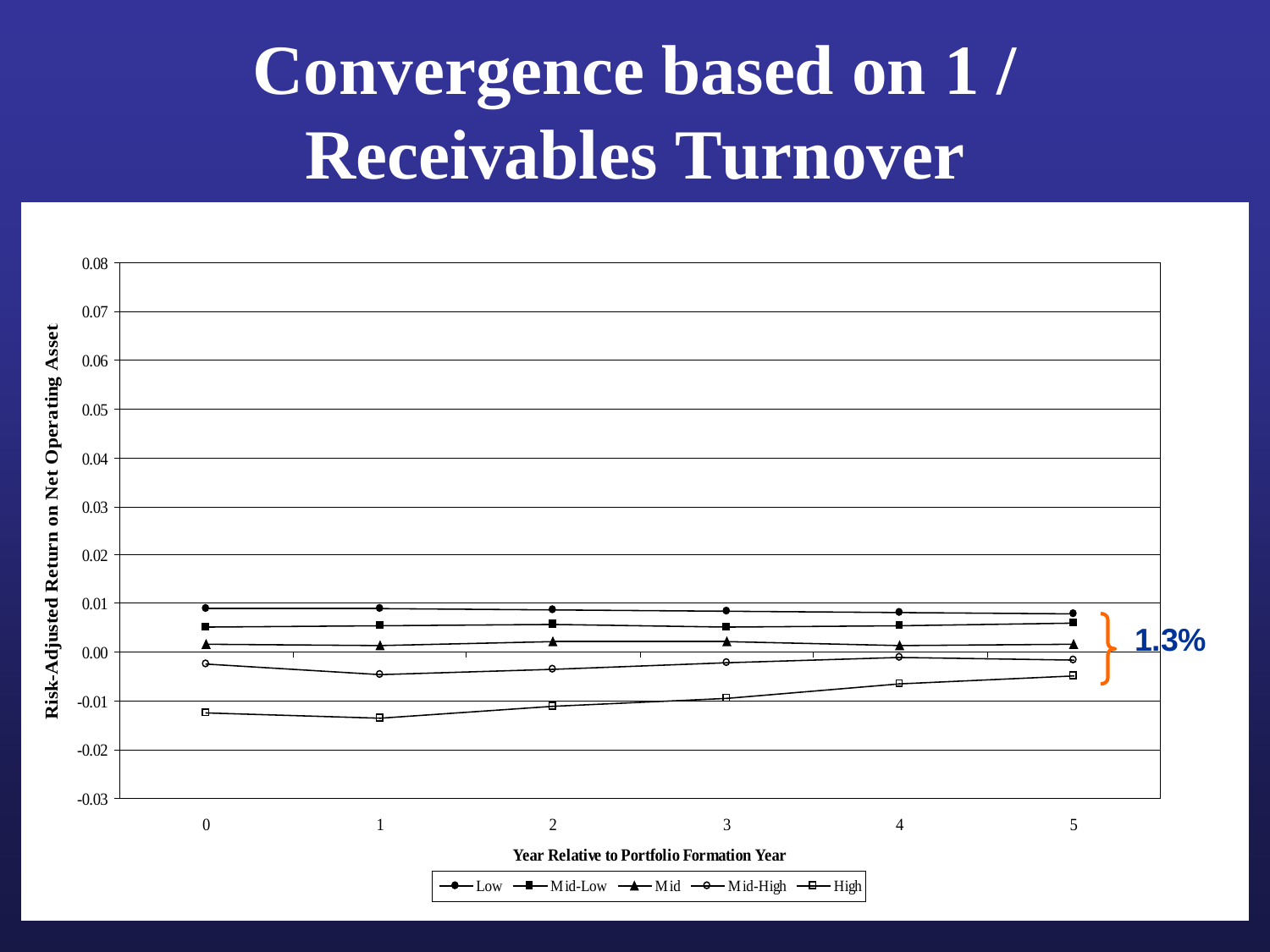# Convergence based on 1 / Receivables Turnover

Risk-Adjusted Return on Net Operating Asset

0.08
0.07
0.06
0.05
0.04
0.03
0.02
0.01
0.00
-0.01
-0.02
-0.03

0 1 2 3 4 5

Year Relative to Portfolio Formation Year

Low — Mid-Low — Mid — Mid-High — High

1.3%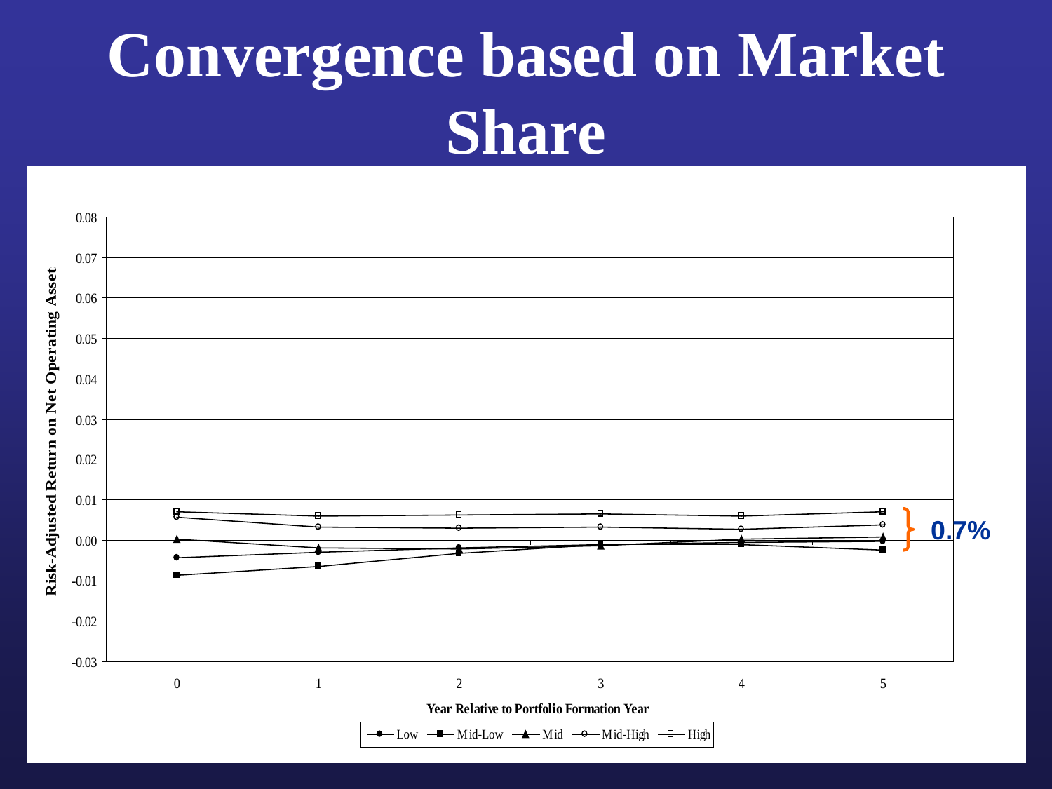# Convergence based on Market Share

Risk-Adjusted Return on Net Operating Asset

0.08
0.07
0.06
0.05
0.04
0.03
0.02
0.01
0.00
-0.01
-0.02
-0.03

0 1 2 3 4 5

Year Relative to Portfolio Formation Year

Low, Mid-Low, Mid, Mid-High, High

0.7%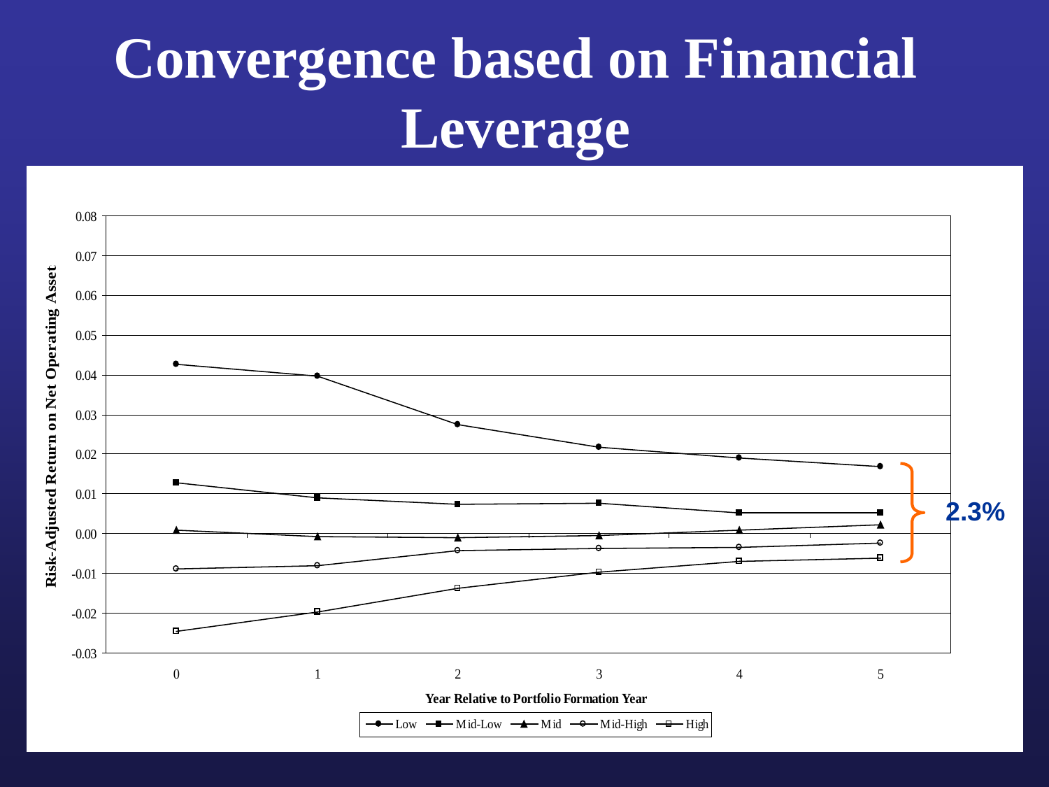# Convergence based on Financial Leverage

Risk-Adjusted Return on Net Operating Asset

Year Relative to Portfolio Formation Year

Low, Mid-Low, Mid, Mid-High, High

2.3%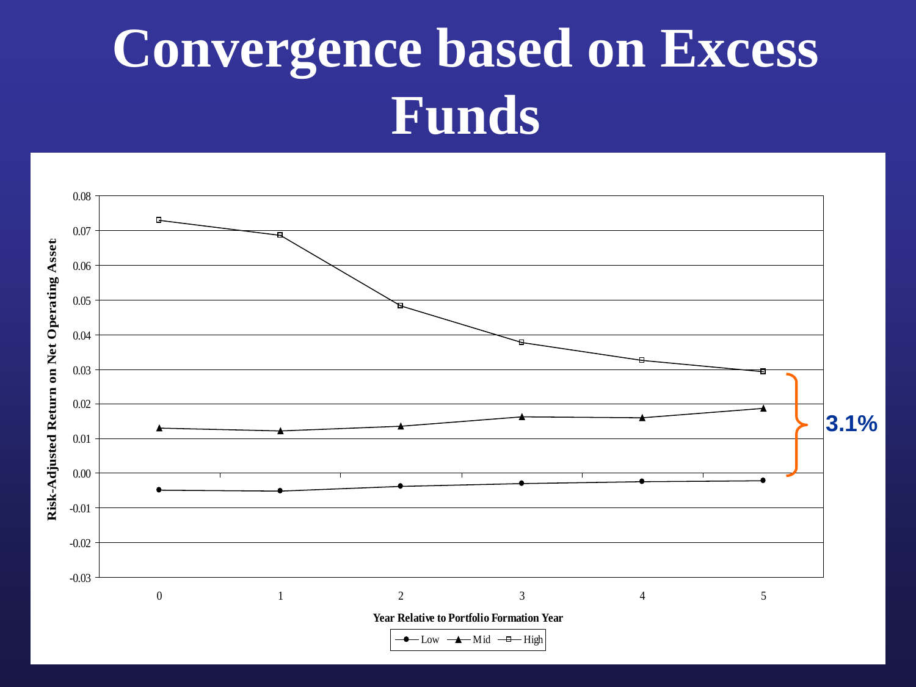# Convergence based on Excess Funds

Risk-Adjusted Return on Net Operating Assets

0.08
0.07
0.06
0.05
0.04
0.03
0.02
0.01
0.00
-0.01
-0.02
-0.03

0 1 2 3 4 5

Year Relative to Portfolio Formation Year

Low Mid High

3.1%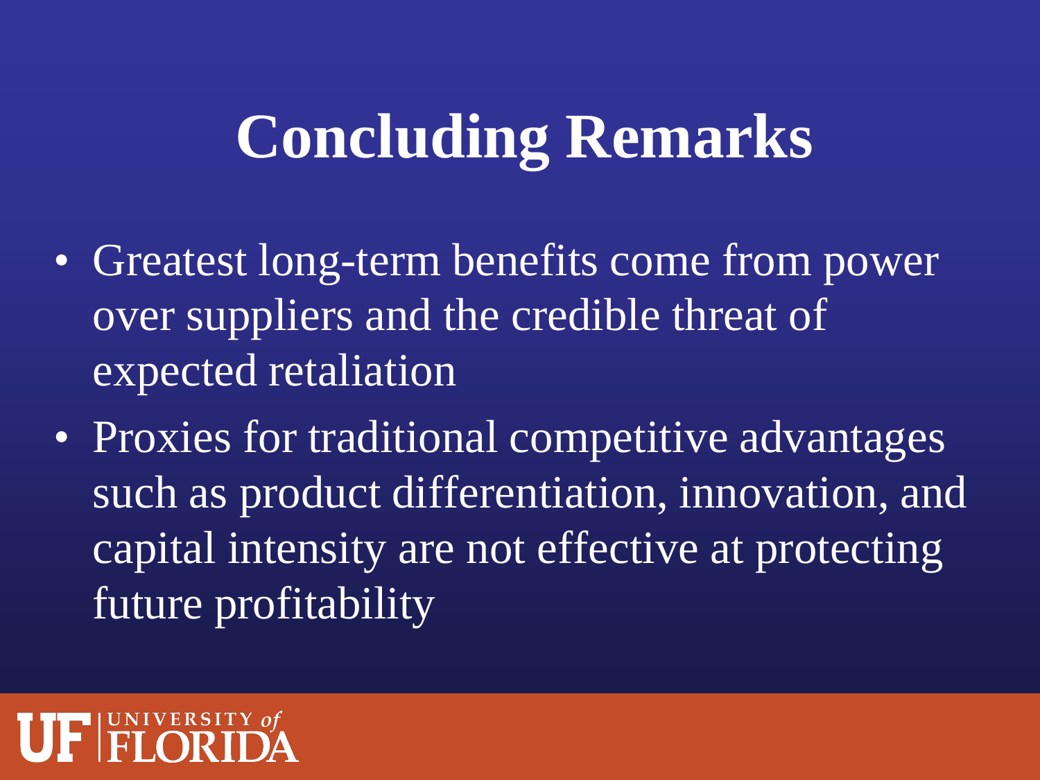# Concluding Remarks

- Greatest long-term benefits come from power over suppliers and the credible threat of expected retaliation
- Proxies for traditional competitive advantages such as product differentiation, innovation, and capital intensity are not effective at protecting future profitability